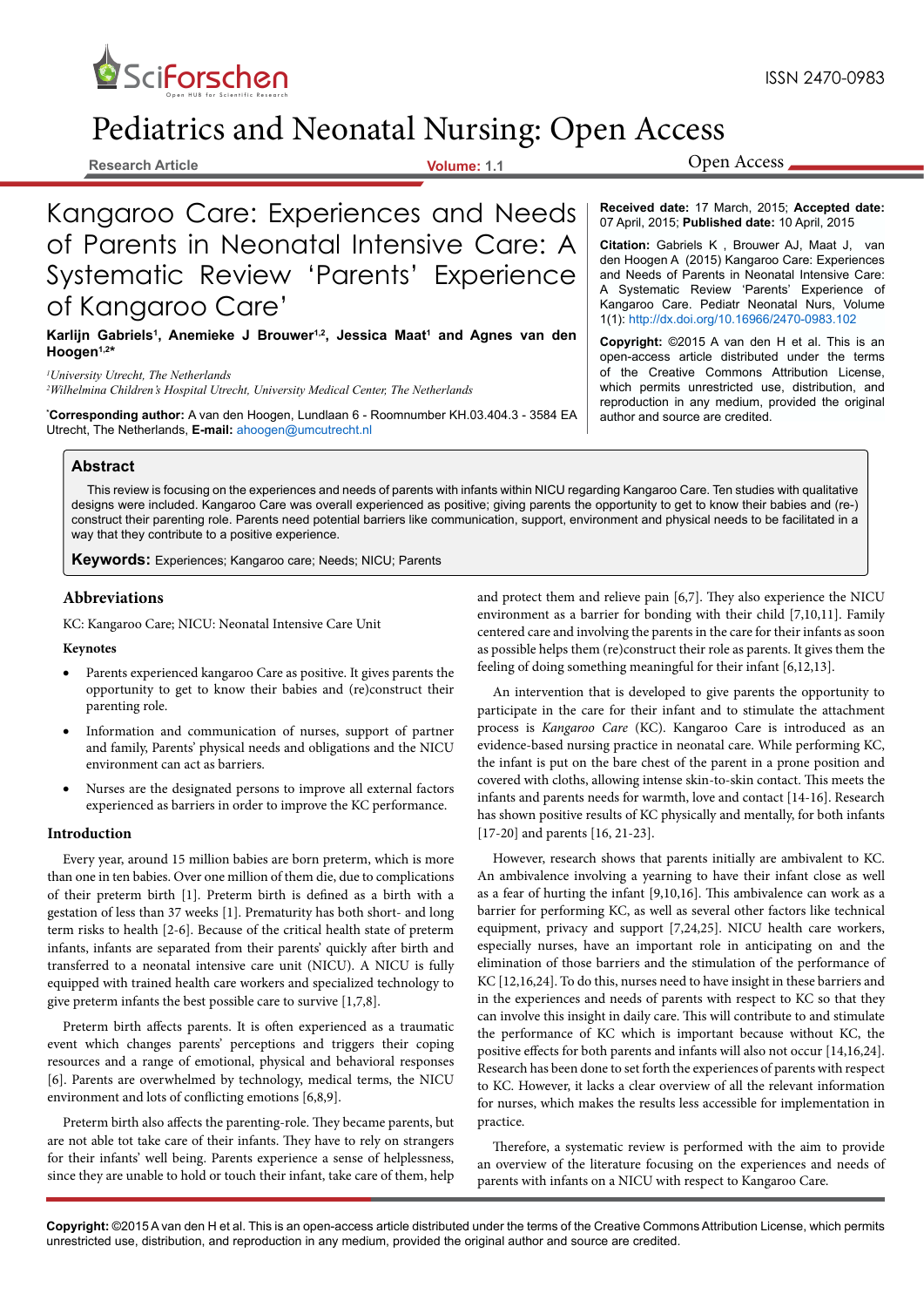# Kangaroo Care: Experiences and Needs of Parents in Neonatal Intensive Care: A Systematic Review 'Parents' Experience of Kangaroo Care'

**Karlijn Gabriels[1], Anemieke J Brouwer[1,2], Jessica Maat[1] and Agnes van den Hoogen[1,2*]**

[1]*University Utrecht, The Netherlands*
[2]*Wilhelmina Children's Hospital Utrecht, University Medical Center, The Netherlands*

[*]**Corresponding author:** A van den Hoogen, Lundlaan 6 - Roomnumber KH.03.404.3 - 3584 EA Utrecht, The Netherlands, **E-mail:** ahoogen@umcutrecht.nl

**Received date:** 17 March, 2015; **Accepted date:** 07 April, 2015; **Published date:** 10 April, 2015

**Citation:** Gabriels K , Brouwer AJ, Maat J, van den Hoogen A (2015) Kangaroo Care: Experiences and Needs of Parents in Neonatal Intensive Care: A Systematic Review 'Parents' Experience of Kangaroo Care. Pediatr Neonatal Nurs, Volume 1(1): http://dx.doi.org/10.16966/2470-0983.102

**Copyright:** ©2015 A van den H et al. This is an open-access article distributed under the terms of the Creative Commons Attribution License, which permits unrestricted use, distribution, and reproduction in any medium, provided the original author and source are credited.

## Abstract

This review is focusing on the experiences and needs of parents with infants within NICU regarding Kangaroo Care. Ten studies with qualitative designs were included. Kangaroo Care was overall experienced as positive; giving parents the opportunity to get to know their babies and (re-) construct their parenting role. Parents need potential barriers like communication, support, environment and physical needs to be facilitated in a way that they contribute to a positive experience.

**Keywords:** Experiences; Kangaroo care; Needs; NICU; Parents

## Abbreviations

KC: Kangaroo Care; NICU: Neonatal Intensive Care Unit

### Keynotes

- Parents experienced kangaroo Care as positive. It gives parents the opportunity to get to know their babies and (re)construct their parenting role.
- Information and communication of nurses, support of partner and family, Parents' physical needs and obligations and the NICU environment can act as barriers.
- Nurses are the designated persons to improve all external factors experienced as barriers in order to improve the KC performance.

## Introduction

Every year, around 15 million babies are born preterm, which is more than one in ten babies. Over one million of them die, due to complications of their preterm birth [1]. Preterm birth is defined as a birth with a gestation of less than 37 weeks [1]. Prematurity has both short- and long term risks to health [2-6]. Because of the critical health state of preterm infants, infants are separated from their parents' quickly after birth and transferred to a neonatal intensive care unit (NICU). A NICU is fully equipped with trained health care workers and specialized technology to give preterm infants the best possible care to survive [1,7,8].

Preterm birth affects parents. It is often experienced as a traumatic event which changes parents' perceptions and triggers their coping resources and a range of emotional, physical and behavioral responses [6]. Parents are overwhelmed by technology, medical terms, the NICU environment and lots of conflicting emotions [6,8,9].

Preterm birth also affects the parenting-role. They became parents, but are not able tot take care of their infants. They have to rely on strangers for their infants' well being. Parents experience a sense of helplessness, since they are unable to hold or touch their infant, take care of them, help and protect them and relieve pain [6,7]. They also experience the NICU environment as a barrier for bonding with their child [7,10,11]. Family centered care and involving the parents in the care for their infants as soon as possible helps them (re)construct their role as parents. It gives them the feeling of doing something meaningful for their infant [6,12,13].

An intervention that is developed to give parents the opportunity to participate in the care for their infant and to stimulate the attachment process is *Kangaroo Care* (KC). Kangaroo Care is introduced as an evidence-based nursing practice in neonatal care. While performing KC, the infant is put on the bare chest of the parent in a prone position and covered with cloths, allowing intense skin-to-skin contact. This meets the infants and parents needs for warmth, love and contact [14-16]. Research has shown positive results of KC physically and mentally, for both infants [17-20] and parents [16, 21-23].

However, research shows that parents initially are ambivalent to KC. An ambivalence involving a yearning to have their infant close as well as a fear of hurting the infant [9,10,16]. This ambivalence can work as a barrier for performing KC, as well as several other factors like technical equipment, privacy and support [7,24,25]. NICU health care workers, especially nurses, have an important role in anticipating on and the elimination of those barriers and the stimulation of the performance of KC [12,16,24]. To do this, nurses need to have insight in these barriers and in the experiences and needs of parents with respect to KC so that they can involve this insight in daily care. This will contribute to and stimulate the performance of KC which is important because without KC, the positive effects for both parents and infants will also not occur [14,16,24]. Research has been done to set forth the experiences of parents with respect to KC. However, it lacks a clear overview of all the relevant information for nurses, which makes the results less accessible for implementation in practice.

Therefore, a systematic review is performed with the aim to provide an overview of the literature focusing on the experiences and needs of parents with infants on a NICU with respect to Kangaroo Care.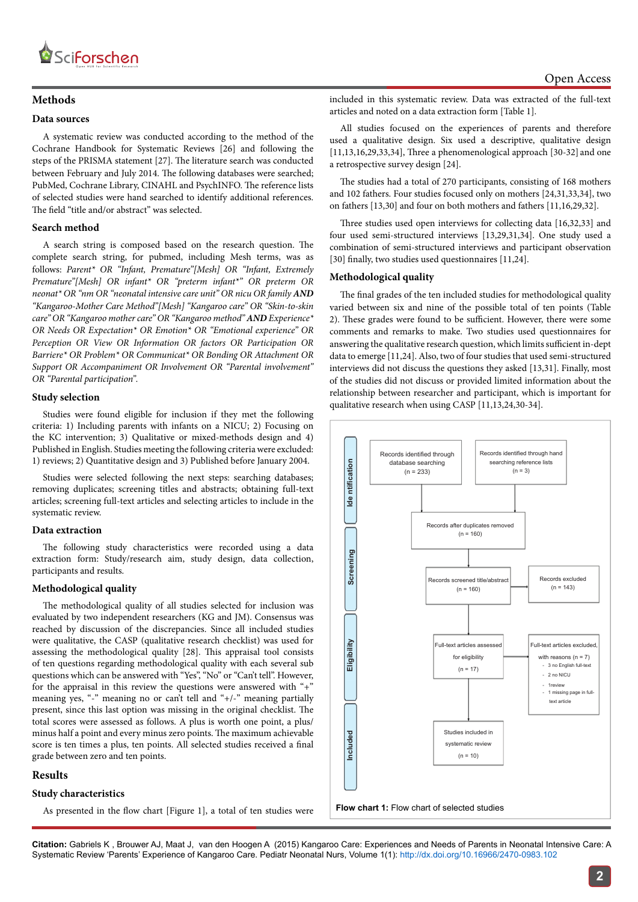## Methods

### Data sources

A systematic review was conducted according to the method of the Cochrane Handbook for Systematic Reviews [26] and following the steps of the PRISMA statement [27]. The literature search was conducted between February and July 2014. The following databases were searched; PubMed, Cochrane Library, CINAHL and PsychINFO. The reference lists of selected studies were hand searched to identify additional references. The field "title and/or abstract" was selected.

### Search method

A search string is composed based on the research question. The complete search string, for pubmed, including Mesh terms, was as follows: *Parent* OR "Infant, Premature"[Mesh] OR "Infant, Extremely Premature"[Mesh] OR infant* OR "preterm infant*" OR preterm OR neonat* OR "nm OR "neonatal intensive care unit" OR nicu OR family* ***AND*** *"Kangaroo-Mother Care Method"[Mesh] "Kangaroo care" OR "Skin-to-skin care" OR "Kangaroo mother care" OR "Kangaroo method"* ***AND*** *Experience* OR Needs OR Expectation* OR Emotion* OR "Emotional experience" OR Perception OR View OR Information OR factors OR Participation OR Barriere* OR Problem* OR Communicat* OR Bonding OR Attachment OR Support OR Accompaniment OR Involvement OR "Parental involvement" OR "Parental participation".*

### Study selection

Studies were found eligible for inclusion if they met the following criteria: 1) Including parents with infants on a NICU; 2) Focusing on the KC intervention; 3) Qualitative or mixed-methods design and 4) Published in English. Studies meeting the following criteria were excluded: 1) reviews; 2) Quantitative design and 3) Published before January 2004.

Studies were selected following the next steps: searching databases; removing duplicates; screening titles and abstracts; obtaining full-text articles; screening full-text articles and selecting articles to include in the systematic review.

### Data extraction

The following study characteristics were recorded using a data extraction form: Study/research aim, study design, data collection, participants and results.

### Methodological quality

The methodological quality of all studies selected for inclusion was evaluated by two independent researchers (KG and JM). Consensus was reached by discussion of the discrepancies. Since all included studies were qualitative, the CASP (qualitative research checklist) was used for assessing the methodological quality [28]. This appraisal tool consists of ten questions regarding methodological quality with each several sub questions which can be answered with "Yes", "No" or "Can't tell". However, for the appraisal in this review the questions were answered with "+" meaning yes, "-" meaning no or can't tell and "+/-" meaning partially present, since this last option was missing in the original checklist. The total scores were assessed as follows. A plus is worth one point, a plus/minus half a point and every minus zero points. The maximum achievable score is ten times a plus, ten points. All selected studies received a final grade between zero and ten points.

## Results

### Study characteristics

As presented in the flow chart [Figure 1], a total of ten studies were included in this systematic review. Data was extracted of the full-text articles and noted on a data extraction form [Table 1].

All studies focused on the experiences of parents and therefore used a qualitative design. Six used a descriptive, qualitative design [11,13,16,29,33,34], Three a phenomenological approach [30-32] and one a retrospective survey design [24].

The studies had a total of 270 participants, consisting of 168 mothers and 102 fathers. Four studies focused only on mothers [24,31,33,34], two on fathers [13,30] and four on both mothers and fathers [11,16,29,32].

Three studies used open interviews for collecting data [16,32,33] and four used semi-structured interviews [13,29,31,34]. One study used a combination of semi-structured interviews and participant observation [30] finally, two studies used questionnaires [11,24].

### Methodological quality

The final grades of the ten included studies for methodological quality varied between six and nine of the possible total of ten points (Table 2). These grades were found to be sufficient. However, there were some comments and remarks to make. Two studies used questionnaires for answering the qualitative research question, which limits sufficient in-dept data to emerge [11,24]. Also, two of four studies that used semi-structured interviews did not discuss the questions they asked [13,31]. Finally, most of the studies did not discuss or provided limited information about the relationship between researcher and participant, which is important for qualitative research when using CASP [11,13,24,30-34].

**Identification**
- Records identified through database searching (n = 233)
- Records identified through hand searching reference lists (n = 3)
- Records after duplicates removed (n = 160)

**Screening**
- Records screened title/abstract (n = 160)
- Records excluded (n = 143)

**Eligibility**
- Full-text articles assessed for eligibility (n = 17)
- Full-text articles excluded, with reasons (n = 7)
  - 3 no English full-text
  - 2 no NICU
  - 1review
  - 1 missing page in full-text article

**Included**
- Studies included in systematic review (n = 10)

**Flow chart 1:** Flow chart of selected studies

**Citation:** Gabriels K , Brouwer AJ, Maat J, van den Hoogen A (2015) Kangaroo Care: Experiences and Needs of Parents in Neonatal Intensive Care: A Systematic Review 'Parents' Experience of Kangaroo Care. Pediatr Neonatal Nurs, Volume 1(1): http://dx.doi.org/10.16966/2470-0983.102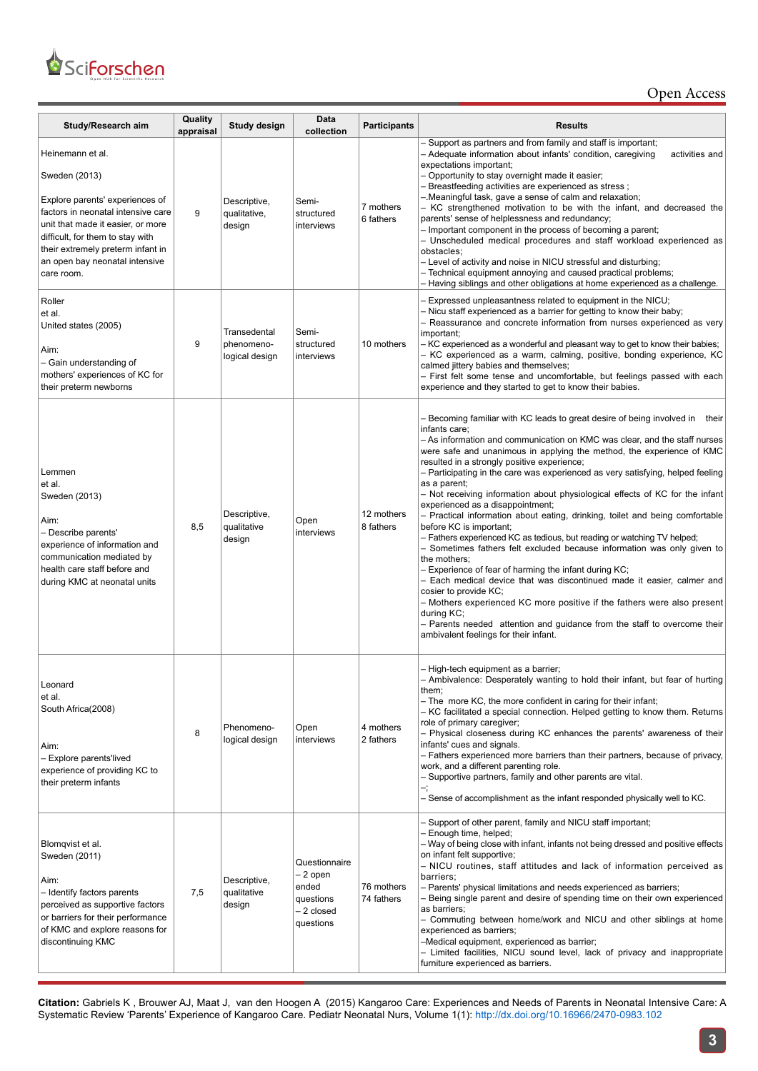| Study/Research aim | Quality appraisal | Study design | Data collection | Participants | Results |
|---|---|---|---|---|---|
| Heinemann et al.<br><br>Sweden (2013)<br><br>Explore parents' experiences of factors in neonatal intensive care unit that made it easier, or more difficult, for them to stay with their extremely preterm infant in an open bay neonatal intensive care room. | 9 | Descriptive, qualitative, design | Semi-structured interviews | 7 mothers<br>6 fathers | – Support as partners and from family and staff is important;<br>– Adequate information about infants' condition, caregiving activities and expectations important;<br>– Opportunity to stay overnight made it easier;<br>– Breastfeeding activities are experienced as stress ;<br>–.Meaningful task, gave a sense of calm and relaxation;<br>– KC strengthened motivation to be with the infant, and decreased the parents' sense of helplessness and redundancy;<br>– Important component in the process of becoming a parent;<br>– Unscheduled medical procedures and staff workload experienced as obstacles;<br>– Level of activity and noise in NICU stressful and disturbing;<br>– Technical equipment annoying and caused practical problems;<br>– Having siblings and other obligations at home experienced as a challenge. |
| Roller<br>et al.<br>United states (2005)<br><br>Aim:<br>– Gain understanding of mothers' experiences of KC for their preterm newborns | 9 | Transedental phenomeno-logical design | Semi-structured interviews | 10 mothers | – Expressed unpleasantness related to equipment in the NICU;<br>– Nicu staff experienced as a barrier for getting to know their baby;<br>– Reassurance and concrete information from nurses experienced as very important;<br>– KC experienced as a wonderful and pleasant way to get to know their babies;<br>– KC experienced as a warm, calming, positive, bonding experience, KC calmed jittery babies and themselves;<br>– First felt some tense and uncomfortable, but feelings passed with each experience and they started to get to know their babies. |
| Lemmen<br>et al.<br>Sweden (2013)<br><br>Aim:<br>– Describe parents' experience of information and communication mediated by health care staff before and during KMC at neonatal units | 8,5 | Descriptive, qualitative design | Open interviews | 12 mothers<br>8 fathers | – Becoming familiar with KC leads to great desire of being involved in their infants care;<br>– As information and communication on KMC was clear, and the staff nurses were safe and unanimous in applying the method, the experience of KMC resulted in a strongly positive experience;<br>– Participating in the care was experienced as very satisfying, helped feeling as a parent;<br>– Not receiving information about physiological effects of KC for the infant experienced as a disappointment;<br>– Practical information about eating, drinking, toilet and being comfortable before KC is important;<br>– Fathers experienced KC as tedious, but reading or watching TV helped;<br>– Sometimes fathers felt excluded because information was only given to the mothers;<br>– Experience of fear of harming the infant during KC;<br>– Each medical device that was discontinued made it easier, calmer and cosier to provide KC;<br>– Mothers experienced KC more positive if the fathers were also present during KC;<br>– Parents needed attention and guidance from the staff to overcome their ambivalent feelings for their infant. |
| Leonard<br>et al.<br>South Africa(2008)<br><br>Aim:<br>– Explore parents'lived experience of providing KC to their preterm infants | 8 | Phenomeno-logical design | Open interviews | 4 mothers<br>2 fathers | – High-tech equipment as a barrier;<br>– Ambivalence: Desperately wanting to hold their infant, but fear of hurting them;<br>– The more KC, the more confident in caring for their infant;<br>– KC facilitated a special connection. Helped getting to know them. Returns role of primary caregiver;<br>– Physical closeness during KC enhances the parents' awareness of their infants' cues and signals.<br>– Fathers experienced more barriers than their partners, because of privacy, work, and a different parenting role.<br>– Supportive partners, family and other parents are vital.<br>–;<br>– Sense of accomplishment as the infant responded physically well to KC. |
| Blomqvist et al.<br>Sweden (2011)<br><br>Aim:<br>– Identify factors parents perceived as supportive factors or barriers for their performance of KMC and explore reasons for discontinuing KMC | 7,5 | Descriptive, qualitative design | Questionnaire<br>– 2 open ended questions<br>– 2 closed questions | 76 mothers<br>74 fathers | – Support of other parent, family and NICU staff important;<br>– Enough time, helped;<br>– Way of being close with infant, infants not being dressed and positive effects on infant felt supportive;<br>– NICU routines, staff attitudes and lack of information perceived as barriers;<br>– Parents' physical limitations and needs experienced as barriers;<br>– Being single parent and desire of spending time on their own experienced as barriers;<br>– Commuting between home/work and NICU and other siblings at home experienced as barriers;<br>–Medical equipment, experienced as barrier;<br>– Limited facilities, NICU sound level, lack of privacy and inappropriate furniture experienced as barriers. |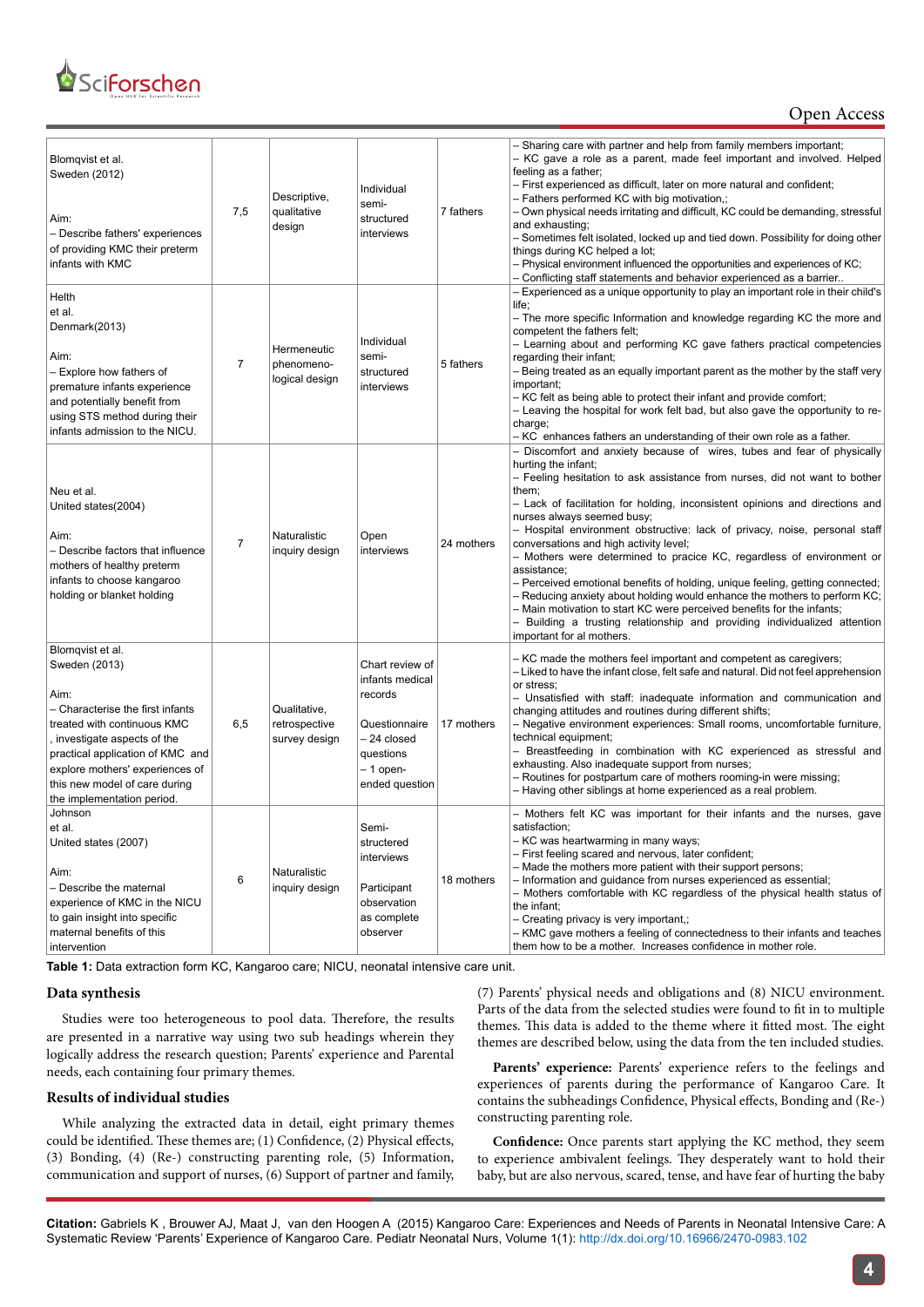| | | | | | |
|---|---|---|---|---|---|
| Blomqvist et al. Sweden (2012)<br><br>Aim:<br>– Describe fathers' experiences of providing KMC their preterm infants with KMC | 7,5 | Descriptive, qualitative design | Individual semi-structured interviews | 7 fathers | – Sharing care with partner and help from family members important;<br>– KC gave a role as a parent, made feel important and involved. Helped feeling as a father;<br>– First experienced as difficult, later on more natural and confident;<br>– Fathers performed KC with big motivation,;<br>– Own physical needs irritating and difficult, KC could be demanding, stressful and exhausting;<br>– Sometimes felt isolated, locked up and tied down. Possibility for doing other things during KC helped a lot;<br>– Physical environment influenced the opportunities and experiences of KC;<br>– Conflicting staff statements and behavior experienced as a barrier.. |
| Helth et al. Denmark(2013)<br><br>Aim:<br>– Explore how fathers of premature infants experience and potentially benefit from using STS method during their infants admission to the NICU. | 7 | Hermeneutic phenomeno-logical design | Individual semi-structured interviews | 5 fathers | – Experienced as a unique opportunity to play an important role in their child's life;<br>– The more specific Information and knowledge regarding KC the more and competent the fathers felt;<br>– Learning about and performing KC gave fathers practical competencies regarding their infant;<br>– Being treated as an equally important parent as the mother by the staff very important;<br>– KC felt as being able to protect their infant and provide comfort;<br>– Leaving the hospital for work felt bad, but also gave the opportunity to re-charge;<br>– KC enhances fathers an understanding of their own role as a father. |
| Neu et al. United states(2004)<br><br>Aim:<br>– Describe factors that influence mothers of healthy preterm infants to choose kangaroo holding or blanket holding | 7 | Naturalistic inquiry design | Open interviews | 24 mothers | – Discomfort and anxiety because of wires, tubes and fear of physically hurting the infant;<br>– Feeling hesitation to ask assistance from nurses, did not want to bother them;<br>– Lack of facilitation for holding, inconsistent opinions and directions and nurses always seemed busy;<br>– Hospital environment obstructive: lack of privacy, noise, personal staff conversations and high activity level;<br>– Mothers were determined to pracice KC, regardless of environment or assistance;<br>– Perceived emotional benefits of holding, unique feeling, getting connected;<br>– Reducing anxiety about holding would enhance the mothers to perform KC;<br>– Main motivation to start KC were perceived benefits for the infants;<br>– Building a trusting relationship and providing individualized attention important for al mothers. |
| Blomqvist et al. Sweden (2013)<br><br>Aim:<br>– Characterise the first infants treated with continuous KMC , investigate aspects of the practical application of KMC and explore mothers' experiences of this new model of care during the implementation period. | 6,5 | Qualitative, retrospective survey design | Chart review of infants medical records<br><br>Questionnaire – 24 closed questions – 1 open-ended question | 17 mothers | – KC made the mothers feel important and competent as caregivers;<br>– Liked to have the infant close, felt safe and natural. Did not feel apprehension or stress;<br>– Unsatisfied with staff: inadequate information and communication and changing attitudes and routines during different shifts;<br>– Negative environment experiences: Small rooms, uncomfortable furniture, technical equipment;<br>– Breastfeeding in combination with KC experienced as stressful and exhausting. Also inadequate support from nurses;<br>– Routines for postpartum care of mothers rooming-in were missing;<br>– Having other siblings at home experienced as a real problem. |
| Johnson et al. United states (2007)<br><br>Aim:<br>– Describe the maternal experience of KMC in the NICU to gain insight into specific maternal benefits of this intervention | 6 | Naturalistic inquiry design | Semi-structered interviews<br><br>Participant observation as complete observer | 18 mothers | – Mothers felt KC was important for their infants and the nurses, gave satisfaction;<br>– KC was heartwarming in many ways;<br>– First feeling scared and nervous, later confident;<br>– Made the mothers more patient with their support persons;<br>– Information and guidance from nurses experienced as essential;<br>– Mothers comfortable with KC regardless of the physical health status of the infant;<br>– Creating privacy is very important,;<br>– KMC gave mothers a feeling of connectedness to their infants and teaches them how to be a mother. Increases confidence in mother role. |

**Table 1:** Data extraction form KC, Kangaroo care; NICU, neonatal intensive care unit.

## Data synthesis

Studies were too heterogeneous to pool data. Therefore, the results are presented in a narrative way using two sub headings wherein they logically address the research question; Parents' experience and Parental needs, each containing four primary themes.

## Results of individual studies

While analyzing the extracted data in detail, eight primary themes could be identified. These themes are; (1) Confidence, (2) Physical effects, (3) Bonding, (4) (Re-) constructing parenting role, (5) Information, communication and support of nurses, (6) Support of partner and family, (7) Parents' physical needs and obligations and (8) NICU environment. Parts of the data from the selected studies were found to fit in to multiple themes. This data is added to the theme where it fitted most. The eight themes are described below, using the data from the ten included studies.

**Parents' experience:** Parents' experience refers to the feelings and experiences of parents during the performance of Kangaroo Care. It contains the subheadings Confidence, Physical effects, Bonding and (Re-) constructing parenting role.

**Confidence:** Once parents start applying the KC method, they seem to experience ambivalent feelings. They desperately want to hold their baby, but are also nervous, scared, tense, and have fear of hurting the baby

**Citation:** Gabriels K , Brouwer AJ, Maat J, van den Hoogen A (2015) Kangaroo Care: Experiences and Needs of Parents in Neonatal Intensive Care: A Systematic Review 'Parents' Experience of Kangaroo Care. Pediatr Neonatal Nurs, Volume 1(1): http://dx.doi.org/10.16966/2470-0983.102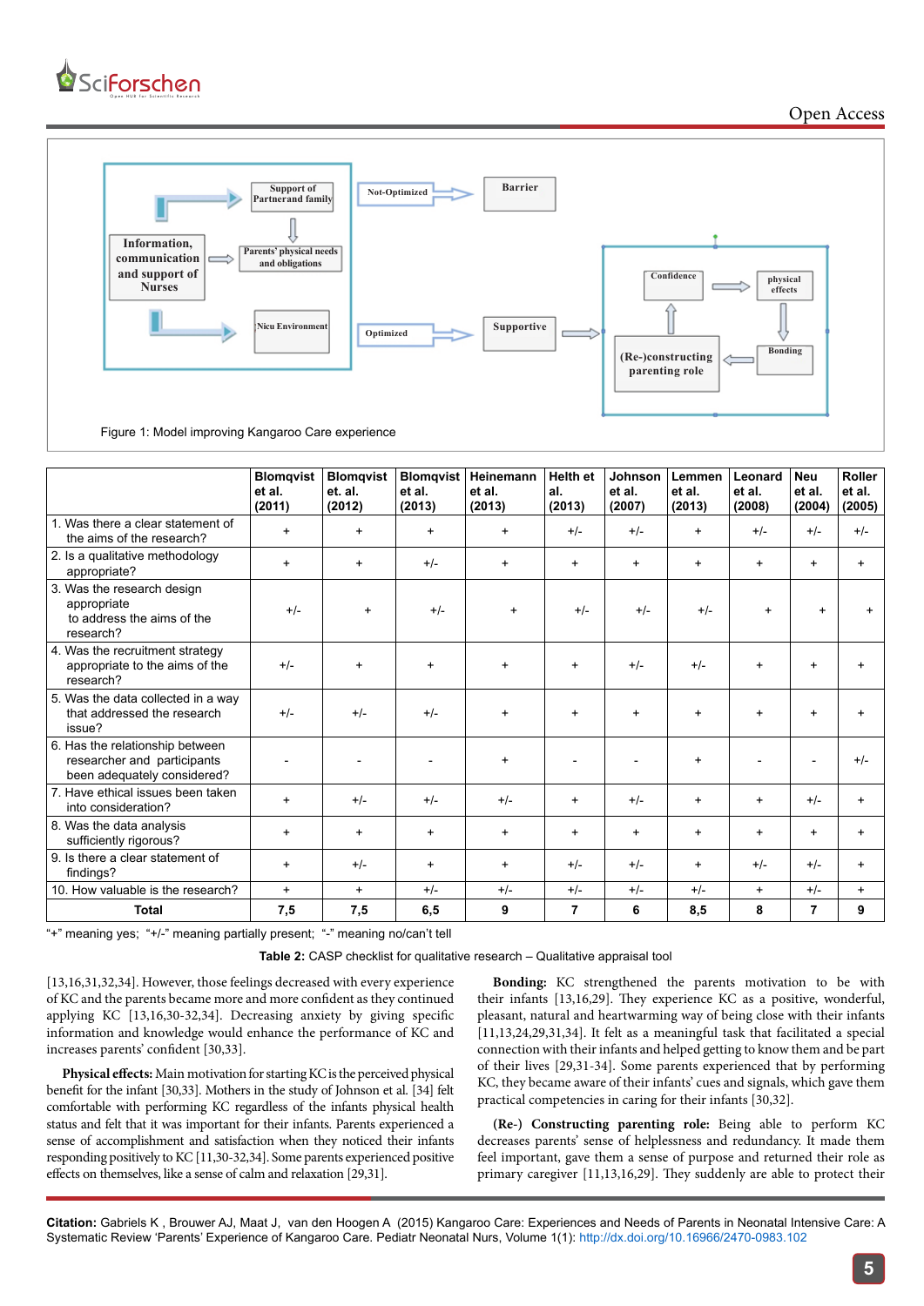Figure 1: Model improving Kangaroo Care experience

| | Blomqvist et al. (2011) | Blomqvist et. al. (2012) | Blomqvist et al. (2013) | Heinemann et al. (2013) | Helth et al. (2013) | Johnson et al. (2007) | Lemmen et al. (2013) | Leonard et al. (2008) | Neu et al. (2004) | Roller et al. (2005) |
|---|---|---|---|---|---|---|---|---|---|---|
| 1. Was there a clear statement of the aims of the research? | + | + | + | + | +/- | +/- | + | +/- | +/- | +/- |
| 2. Is a qualitative methodology appropriate? | + | + | +/- | + | + | + | + | + | + | + |
| 3. Was the research design appropriate to address the aims of the research? | +/- | + | +/- | + | +/- | +/- | +/- | + | + | + |
| 4. Was the recruitment strategy appropriate to the aims of the research? | +/- | + | + | + | + | +/- | +/- | + | + | + |
| 5. Was the data collected in a way that addressed the research issue? | +/- | +/- | +/- | + | + | + | + | + | + | + |
| 6. Has the relationship between researcher and participants been adequately considered? | - | - | - | + | - | - | + | - | - | +/- |
| 7. Have ethical issues been taken into consideration? | + | +/- | +/- | +/- | + | +/- | + | + | +/- | + |
| 8. Was the data analysis sufficiently rigorous? | + | + | + | + | + | + | + | + | + | + |
| 9. Is there a clear statement of findings? | + | +/- | + | + | +/- | +/- | + | +/- | +/- | + |
| 10. How valuable is the research? | + | + | +/- | +/- | +/- | +/- | +/- | + | +/- | + |
| **Total** | 7,5 | 7,5 | 6,5 | 9 | 7 | 6 | 8,5 | 8 | 7 | 9 |

"+" meaning yes; "+/-" meaning partially present; "-" meaning no/can't tell

**Table 2:** CASP checklist for qualitative research – Qualitative appraisal tool

[13,16,31,32,34]. However, those feelings decreased with every experience of KC and the parents became more and more confident as they continued applying KC [13,16,30-32,34]. Decreasing anxiety by giving specific information and knowledge would enhance the performance of KC and increases parents' confident [30,33].

**Physical effects:** Main motivation for starting KC is the perceived physical benefit for the infant [30,33]. Mothers in the study of Johnson et al. [34] felt comfortable with performing KC regardless of the infants physical health status and felt that it was important for their infants. Parents experienced a sense of accomplishment and satisfaction when they noticed their infants responding positively to KC [11,30-32,34]. Some parents experienced positive effects on themselves, like a sense of calm and relaxation [29,31].

**Bonding:** KC strengthened the parents motivation to be with their infants [13,16,29]. They experience KC as a positive, wonderful, pleasant, natural and heartwarming way of being close with their infants [11,13,24,29,31,34]. It felt as a meaningful task that facilitated a special connection with their infants and helped getting to know them and be part of their lives [29,31-34]. Some parents experienced that by performing KC, they became aware of their infants' cues and signals, which gave them practical competencies in caring for their infants [30,32].

**(Re-) Constructing parenting role:** Being able to perform KC decreases parents' sense of helplessness and redundancy. It made them feel important, gave them a sense of purpose and returned their role as primary caregiver [11,13,16,29]. They suddenly are able to protect their

**Citation:** Gabriels K , Brouwer AJ, Maat J, van den Hoogen A (2015) Kangaroo Care: Experiences and Needs of Parents in Neonatal Intensive Care: A Systematic Review 'Parents' Experience of Kangaroo Care. Pediatr Neonatal Nurs, Volume 1(1): http://dx.doi.org/10.16966/2470-0983.102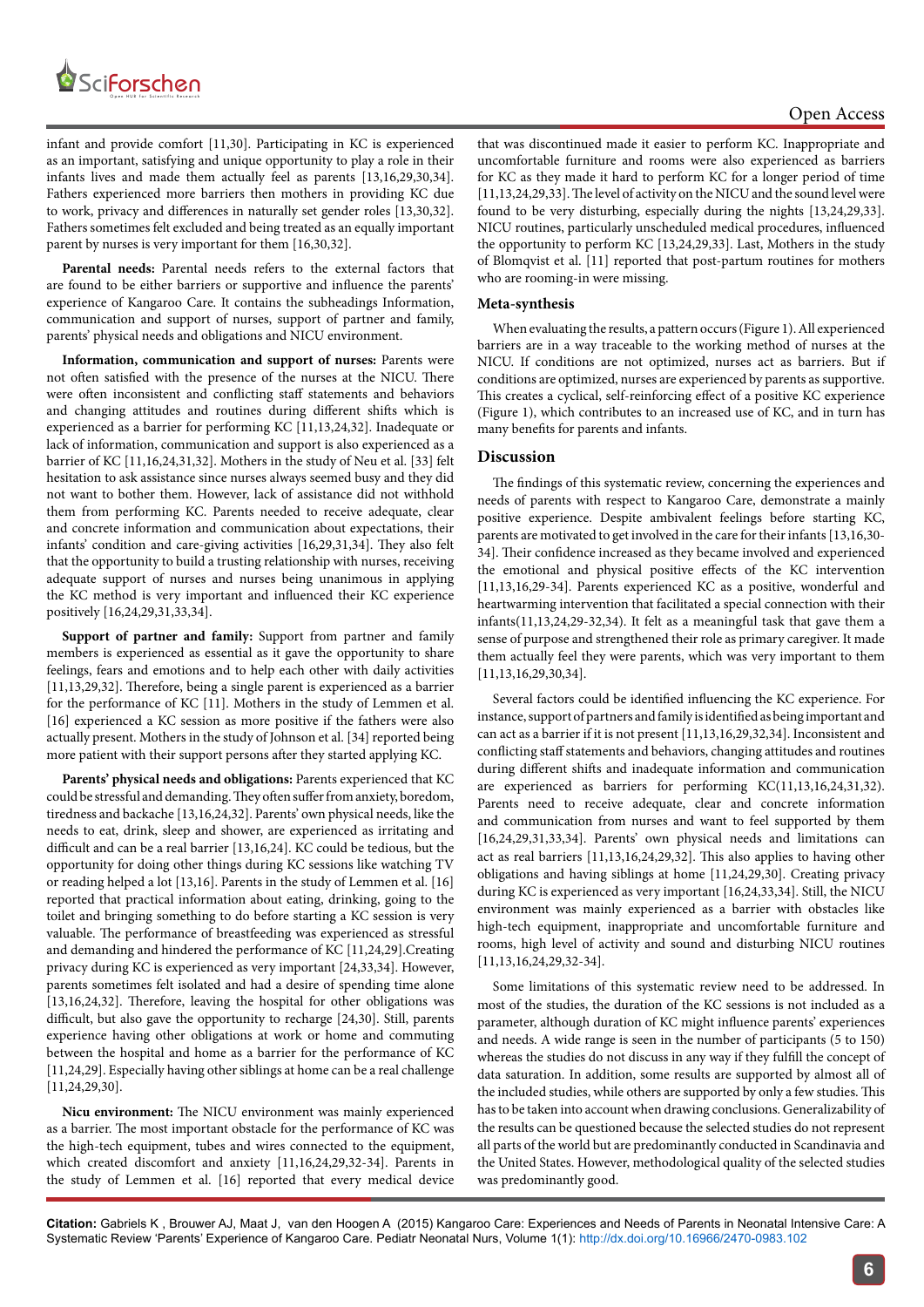infant and provide comfort [11,30]. Participating in KC is experienced as an important, satisfying and unique opportunity to play a role in their infants lives and made them actually feel as parents [13,16,29,30,34]. Fathers experienced more barriers then mothers in providing KC due to work, privacy and differences in naturally set gender roles [13,30,32]. Fathers sometimes felt excluded and being treated as an equally important parent by nurses is very important for them [16,30,32].

**Parental needs:** Parental needs refers to the external factors that are found to be either barriers or supportive and influence the parents' experience of Kangaroo Care. It contains the subheadings Information, communication and support of nurses, support of partner and family, parents' physical needs and obligations and NICU environment.

**Information, communication and support of nurses:** Parents were not often satisfied with the presence of the nurses at the NICU. There were often inconsistent and conflicting staff statements and behaviors and changing attitudes and routines during different shifts which is experienced as a barrier for performing KC [11,13,24,32]. Inadequate or lack of information, communication and support is also experienced as a barrier of KC [11,16,24,31,32]. Mothers in the study of Neu et al. [33] felt hesitation to ask assistance since nurses always seemed busy and they did not want to bother them. However, lack of assistance did not withhold them from performing KC. Parents needed to receive adequate, clear and concrete information and communication about expectations, their infants' condition and care-giving activities [16,29,31,34]. They also felt that the opportunity to build a trusting relationship with nurses, receiving adequate support of nurses and nurses being unanimous in applying the KC method is very important and influenced their KC experience positively [16,24,29,31,33,34].

**Support of partner and family:** Support from partner and family members is experienced as essential as it gave the opportunity to share feelings, fears and emotions and to help each other with daily activities [11,13,29,32]. Therefore, being a single parent is experienced as a barrier for the performance of KC [11]. Mothers in the study of Lemmen et al. [16] experienced a KC session as more positive if the fathers were also actually present. Mothers in the study of Johnson et al. [34] reported being more patient with their support persons after they started applying KC.

**Parents' physical needs and obligations:** Parents experienced that KC could be stressful and demanding. They often suffer from anxiety, boredom, tiredness and backache [13,16,24,32]. Parents' own physical needs, like the needs to eat, drink, sleep and shower, are experienced as irritating and difficult and can be a real barrier [13,16,24]. KC could be tedious, but the opportunity for doing other things during KC sessions like watching TV or reading helped a lot [13,16]. Parents in the study of Lemmen et al. [16] reported that practical information about eating, drinking, going to the toilet and bringing something to do before starting a KC session is very valuable. The performance of breastfeeding was experienced as stressful and demanding and hindered the performance of KC [11,24,29].Creating privacy during KC is experienced as very important [24,33,34]. However, parents sometimes felt isolated and had a desire of spending time alone [13,16,24,32]. Therefore, leaving the hospital for other obligations was difficult, but also gave the opportunity to recharge [24,30]. Still, parents experience having other obligations at work or home and commuting between the hospital and home as a barrier for the performance of KC [11,24,29]. Especially having other siblings at home can be a real challenge [11,24,29,30].

**Nicu environment:** The NICU environment was mainly experienced as a barrier. The most important obstacle for the performance of KC was the high-tech equipment, tubes and wires connected to the equipment, which created discomfort and anxiety [11,16,24,29,32-34]. Parents in the study of Lemmen et al. [16] reported that every medical device that was discontinued made it easier to perform KC. Inappropriate and uncomfortable furniture and rooms were also experienced as barriers for KC as they made it hard to perform KC for a longer period of time [11,13,24,29,33]. The level of activity on the NICU and the sound level were found to be very disturbing, especially during the nights [13,24,29,33]. NICU routines, particularly unscheduled medical procedures, influenced the opportunity to perform KC [13,24,29,33]. Last, Mothers in the study of Blomqvist et al. [11] reported that post-partum routines for mothers who are rooming-in were missing.

### Meta-synthesis

When evaluating the results, a pattern occurs (Figure 1). All experienced barriers are in a way traceable to the working method of nurses at the NICU. If conditions are not optimized, nurses act as barriers. But if conditions are optimized, nurses are experienced by parents as supportive. This creates a cyclical, self-reinforcing effect of a positive KC experience (Figure 1), which contributes to an increased use of KC, and in turn has many benefits for parents and infants.

## Discussion

The findings of this systematic review, concerning the experiences and needs of parents with respect to Kangaroo Care, demonstrate a mainly positive experience. Despite ambivalent feelings before starting KC, parents are motivated to get involved in the care for their infants [13,16,30-34]. Their confidence increased as they became involved and experienced the emotional and physical positive effects of the KC intervention [11,13,16,29-34]. Parents experienced KC as a positive, wonderful and heartwarming intervention that facilitated a special connection with their infants(11,13,24,29-32,34). It felt as a meaningful task that gave them a sense of purpose and strengthened their role as primary caregiver. It made them actually feel they were parents, which was very important to them [11,13,16,29,30,34].

Several factors could be identified influencing the KC experience. For instance, support of partners and family is identified as being important and can act as a barrier if it is not present [11,13,16,29,32,34]. Inconsistent and conflicting staff statements and behaviors, changing attitudes and routines during different shifts and inadequate information and communication are experienced as barriers for performing KC(11,13,16,24,31,32). Parents need to receive adequate, clear and concrete information and communication from nurses and want to feel supported by them [16,24,29,31,33,34]. Parents' own physical needs and limitations can act as real barriers [11,13,16,24,29,32]. This also applies to having other obligations and having siblings at home [11,24,29,30]. Creating privacy during KC is experienced as very important [16,24,33,34]. Still, the NICU environment was mainly experienced as a barrier with obstacles like high-tech equipment, inappropriate and uncomfortable furniture and rooms, high level of activity and sound and disturbing NICU routines [11,13,16,24,29,32-34].

Some limitations of this systematic review need to be addressed. In most of the studies, the duration of the KC sessions is not included as a parameter, although duration of KC might influence parents' experiences and needs. A wide range is seen in the number of participants (5 to 150) whereas the studies do not discuss in any way if they fulfill the concept of data saturation. In addition, some results are supported by almost all of the included studies, while others are supported by only a few studies. This has to be taken into account when drawing conclusions. Generalizability of the results can be questioned because the selected studies do not represent all parts of the world but are predominantly conducted in Scandinavia and the United States. However, methodological quality of the selected studies was predominantly good.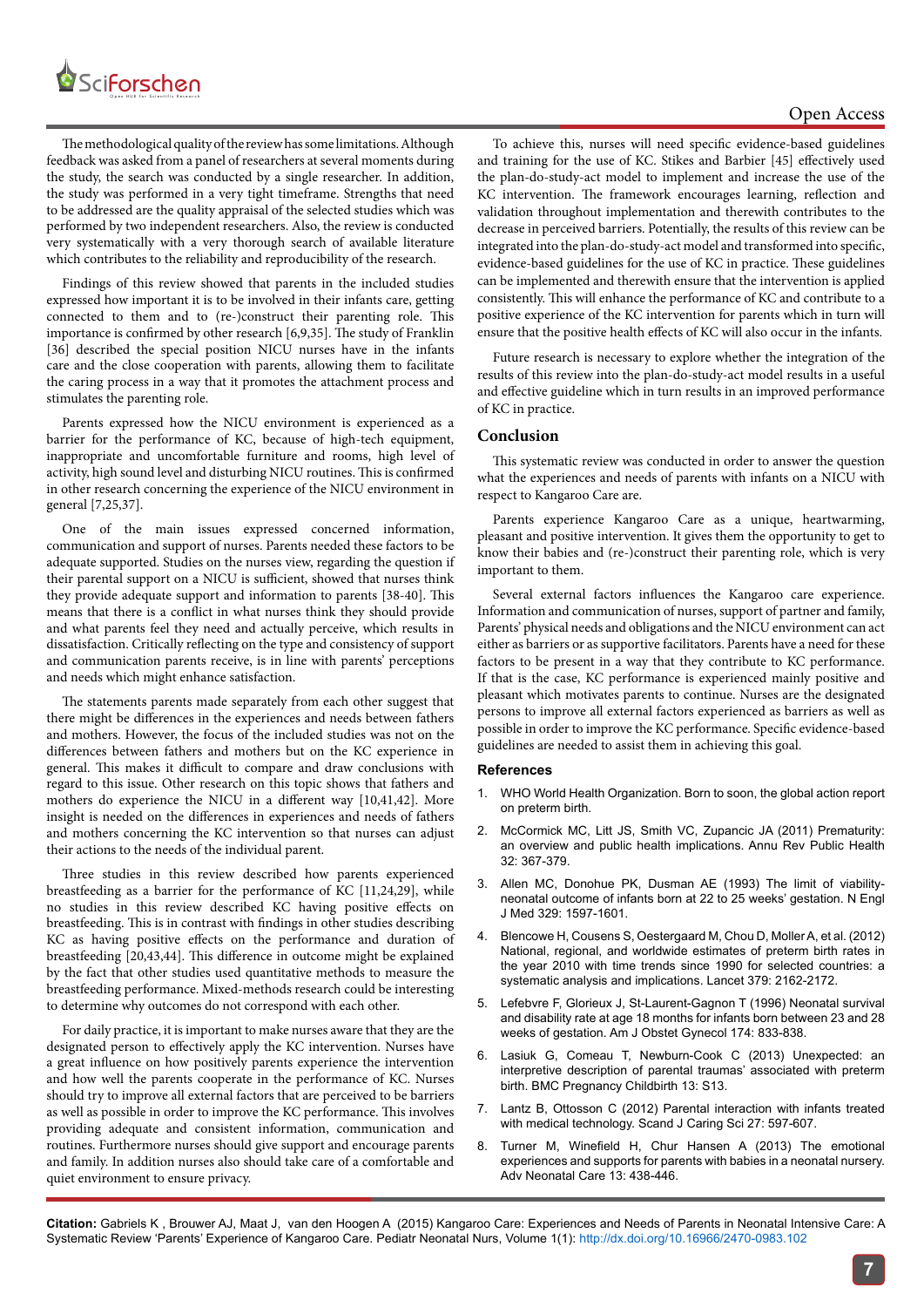The methodological quality of the review has some limitations. Although feedback was asked from a panel of researchers at several moments during the study, the search was conducted by a single researcher. In addition, the study was performed in a very tight timeframe. Strengths that need to be addressed are the quality appraisal of the selected studies which was performed by two independent researchers. Also, the review is conducted very systematically with a very thorough search of available literature which contributes to the reliability and reproducibility of the research.

Findings of this review showed that parents in the included studies expressed how important it is to be involved in their infants care, getting connected to them and to (re-)construct their parenting role. This importance is confirmed by other research [6,9,35]. The study of Franklin [36] described the special position NICU nurses have in the infants care and the close cooperation with parents, allowing them to facilitate the caring process in a way that it promotes the attachment process and stimulates the parenting role.

Parents expressed how the NICU environment is experienced as a barrier for the performance of KC, because of high-tech equipment, inappropriate and uncomfortable furniture and rooms, high level of activity, high sound level and disturbing NICU routines. This is confirmed in other research concerning the experience of the NICU environment in general [7,25,37].

One of the main issues expressed concerned information, communication and support of nurses. Parents needed these factors to be adequate supported. Studies on the nurses view, regarding the question if their parental support on a NICU is sufficient, showed that nurses think they provide adequate support and information to parents [38-40]. This means that there is a conflict in what nurses think they should provide and what parents feel they need and actually perceive, which results in dissatisfaction. Critically reflecting on the type and consistency of support and communication parents receive, is in line with parents' perceptions and needs which might enhance satisfaction.

The statements parents made separately from each other suggest that there might be differences in the experiences and needs between fathers and mothers. However, the focus of the included studies was not on the differences between fathers and mothers but on the KC experience in general. This makes it difficult to compare and draw conclusions with regard to this issue. Other research on this topic shows that fathers and mothers do experience the NICU in a different way [10,41,42]. More insight is needed on the differences in experiences and needs of fathers and mothers concerning the KC intervention so that nurses can adjust their actions to the needs of the individual parent.

Three studies in this review described how parents experienced breastfeeding as a barrier for the performance of KC [11,24,29], while no studies in this review described KC having positive effects on breastfeeding. This is in contrast with findings in other studies describing KC as having positive effects on the performance and duration of breastfeeding [20,43,44]. This difference in outcome might be explained by the fact that other studies used quantitative methods to measure the breastfeeding performance. Mixed-methods research could be interesting to determine why outcomes do not correspond with each other.

For daily practice, it is important to make nurses aware that they are the designated person to effectively apply the KC intervention. Nurses have a great influence on how positively parents experience the intervention and how well the parents cooperate in the performance of KC. Nurses should try to improve all external factors that are perceived to be barriers as well as possible in order to improve the KC performance. This involves providing adequate and consistent information, communication and routines. Furthermore nurses should give support and encourage parents and family. In addition nurses also should take care of a comfortable and quiet environment to ensure privacy.

To achieve this, nurses will need specific evidence-based guidelines and training for the use of KC. Stikes and Barbier [45] effectively used the plan-do-study-act model to implement and increase the use of the KC intervention. The framework encourages learning, reflection and validation throughout implementation and therewith contributes to the decrease in perceived barriers. Potentially, the results of this review can be integrated into the plan-do-study-act model and transformed into specific, evidence-based guidelines for the use of KC in practice. These guidelines can be implemented and therewith ensure that the intervention is applied consistently. This will enhance the performance of KC and contribute to a positive experience of the KC intervention for parents which in turn will ensure that the positive health effects of KC will also occur in the infants.

Future research is necessary to explore whether the integration of the results of this review into the plan-do-study-act model results in a useful and effective guideline which in turn results in an improved performance of KC in practice.

## Conclusion

This systematic review was conducted in order to answer the question what the experiences and needs of parents with infants on a NICU with respect to Kangaroo Care are.

Parents experience Kangaroo Care as a unique, heartwarming, pleasant and positive intervention. It gives them the opportunity to get to know their babies and (re-)construct their parenting role, which is very important to them.

Several external factors influences the Kangaroo care experience. Information and communication of nurses, support of partner and family, Parents' physical needs and obligations and the NICU environment can act either as barriers or as supportive facilitators. Parents have a need for these factors to be present in a way that they contribute to KC performance. If that is the case, KC performance is experienced mainly positive and pleasant which motivates parents to continue. Nurses are the designated persons to improve all external factors experienced as barriers as well as possible in order to improve the KC performance. Specific evidence-based guidelines are needed to assist them in achieving this goal.

## References

1. WHO World Health Organization. Born to soon, the global action report on preterm birth.
2. McCormick MC, Litt JS, Smith VC, Zupancic JA (2011) Prematurity: an overview and public health implications. Annu Rev Public Health 32: 367-379.
3. Allen MC, Donohue PK, Dusman AE (1993) The limit of viability-neonatal outcome of infants born at 22 to 25 weeks' gestation. N Engl J Med 329: 1597-1601.
4. Blencowe H, Cousens S, Oestergaard M, Chou D, Moller A, et al. (2012) National, regional, and worldwide estimates of preterm birth rates in the year 2010 with time trends since 1990 for selected countries: a systematic analysis and implications. Lancet 379: 2162-2172.
5. Lefebvre F, Glorieux J, St-Laurent-Gagnon T (1996) Neonatal survival and disability rate at age 18 months for infants born between 23 and 28 weeks of gestation. Am J Obstet Gynecol 174: 833-838.
6. Lasiuk G, Comeau T, Newburn-Cook C (2013) Unexpected: an interpretive description of parental traumas' associated with preterm birth. BMC Pregnancy Childbirth 13: S13.
7. Lantz B, Ottosson C (2012) Parental interaction with infants treated with medical technology. Scand J Caring Sci 27: 597-607.
8. Turner M, Winefield H, Chur Hansen A (2013) The emotional experiences and supports for parents with babies in a neonatal nursery. Adv Neonatal Care 13: 438-446.

**Citation:** Gabriels K , Brouwer AJ, Maat J, van den Hoogen A (2015) Kangaroo Care: Experiences and Needs of Parents in Neonatal Intensive Care: A Systematic Review 'Parents' Experience of Kangaroo Care. Pediatr Neonatal Nurs, Volume 1(1): http://dx.doi.org/10.16966/2470-0983.102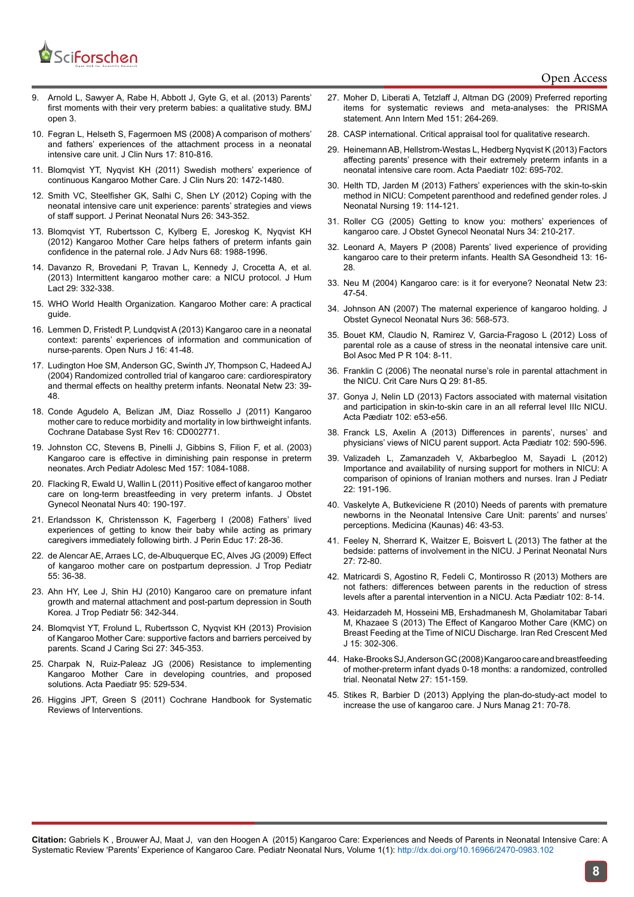9. Arnold L, Sawyer A, Rabe H, Abbott J, Gyte G, et al. (2013) Parents' first moments with their very preterm babies: a qualitative study. BMJ open 3.
10. Fegran L, Helseth S, Fagermoen MS (2008) A comparison of mothers' and fathers' experiences of the attachment process in a neonatal intensive care unit. J Clin Nurs 17: 810-816.
11. Blomqvist YT, Nyqvist KH (2011) Swedish mothers' experience of continuous Kangaroo Mother Care. J Clin Nurs 20: 1472-1480.
12. Smith VC, Steelfisher GK, Salhi C, Shen LY (2012) Coping with the neonatal intensive care unit experience: parents' strategies and views of staff support. J Perinat Neonatal Nurs 26: 343-352.
13. Blomqvist YT, Rubertsson C, Kylberg E, Joreskog K, Nyqvist KH (2012) Kangaroo Mother Care helps fathers of preterm infants gain confidence in the paternal role. J Adv Nurs 68: 1988-1996.
14. Davanzo R, Brovedani P, Travan L, Kennedy J, Crocetta A, et al. (2013) Intermittent kangaroo mother care: a NICU protocol. J Hum Lact 29: 332-338.
15. WHO World Health Organization. Kangaroo Mother care: A practical guide.
16. Lemmen D, Fristedt P, Lundqvist A (2013) Kangaroo care in a neonatal context: parents' experiences of information and communication of nurse-parents. Open Nurs J 16: 41-48.
17. Ludington Hoe SM, Anderson GC, Swinth JY, Thompson C, Hadeed AJ (2004) Randomized controlled trial of kangaroo care: cardiorespiratory and thermal effects on healthy preterm infants. Neonatal Netw 23: 39-48.
18. Conde Agudelo A, Belizan JM, Diaz Rossello J (2011) Kangaroo mother care to reduce morbidity and mortality in low birthweight infants. Cochrane Database Syst Rev 16: CD002771.
19. Johnston CC, Stevens B, Pinelli J, Gibbins S, Filion F, et al. (2003) Kangaroo care is effective in diminishing pain response in preterm neonates. Arch Pediatr Adolesc Med 157: 1084-1088.
20. Flacking R, Ewald U, Wallin L (2011) Positive effect of kangaroo mother care on long-term breastfeeding in very preterm infants. J Obstet Gynecol Neonatal Nurs 40: 190-197.
21. Erlandsson K, Christensson K, Fagerberg I (2008) Fathers' lived experiences of getting to know their baby while acting as primary caregivers immediately following birth. J Perin Educ 17: 28-36.
22. de Alencar AE, Arraes LC, de-Albuquerque EC, Alves JG (2009) Effect of kangaroo mother care on postpartum depression. J Trop Pediatr 55: 36-38.
23. Ahn HY, Lee J, Shin HJ (2010) Kangaroo care on premature infant growth and maternal attachment and post-partum depression in South Korea. J Trop Pediatr 56: 342-344.
24. Blomqvist YT, Frolund L, Rubertsson C, Nyqvist KH (2013) Provision of Kangaroo Mother Care: supportive factors and barriers perceived by parents. Scand J Caring Sci 27: 345-353.
25. Charpak N, Ruiz-Paleaz JG (2006) Resistance to implementing Kangaroo Mother Care in developing countries, and proposed solutions. Acta Paediatr 95: 529-534.
26. Higgins JPT, Green S (2011) Cochrane Handbook for Systematic Reviews of Interventions.
27. Moher D, Liberati A, Tetzlaff J, Altman DG (2009) Preferred reporting items for systematic reviews and meta-analyses: the PRISMA statement. Ann Intern Med 151: 264-269.
28. CASP international. Critical appraisal tool for qualitative research.
29. Heinemann AB, Hellstrom-Westas L, Hedberg Nyqvist K (2013) Factors affecting parents' presence with their extremely preterm infants in a neonatal intensive care room. Acta Paediatr 102: 695-702.
30. Helth TD, Jarden M (2013) Fathers' experiences with the skin-to-skin method in NICU: Competent parenthood and redefined gender roles. J Neonatal Nursing 19: 114-121.
31. Roller CG (2005) Getting to know you: mothers' experiences of kangaroo care. J Obstet Gynecol Neonatal Nurs 34: 210-217.
32. Leonard A, Mayers P (2008) Parents' lived experience of providing kangaroo care to their preterm infants. Health SA Gesondheid 13: 16-28.
33. Neu M (2004) Kangaroo care: is it for everyone? Neonatal Netw 23: 47-54.
34. Johnson AN (2007) The maternal experience of kangaroo holding. J Obstet Gynecol Neonatal Nurs 36: 568-573.
35. Bouet KM, Claudio N, Ramirez V, Garcia-Fragoso L (2012) Loss of parental role as a cause of stress in the neonatal intensive care unit. Bol Asoc Med P R 104: 8-11.
36. Franklin C (2006) The neonatal nurse's role in parental attachment in the NICU. Crit Care Nurs Q 29: 81-85.
37. Gonya J, Nelin LD (2013) Factors associated with maternal visitation and participation in skin-to-skin care in an all referral level IIIc NICU. Acta Pædiatr 102: e53-e56.
38. Franck LS, Axelin A (2013) Differences in parents', nurses' and physicians' views of NICU parent support. Acta Pædiatr 102: 590-596.
39. Valizadeh L, Zamanzadeh V, Akbarbegloo M, Sayadi L (2012) Importance and availability of nursing support for mothers in NICU: A comparison of opinions of Iranian mothers and nurses. Iran J Pediatr 22: 191-196.
40. Vaskelyte A, Butkeviciene R (2010) Needs of parents with premature newborns in the Neonatal Intensive Care Unit: parents' and nurses' perceptions. Medicina (Kaunas) 46: 43-53.
41. Feeley N, Sherrard K, Waitzer E, Boisvert L (2013) The father at the bedside: patterns of involvement in the NICU. J Perinat Neonatal Nurs 27: 72-80.
42. Matricardi S, Agostino R, Fedeli C, Montirosso R (2013) Mothers are not fathers: differences between parents in the reduction of stress levels after a parental intervention in a NICU. Acta Pædiatr 102: 8-14.
43. Heidarzadeh M, Hosseini MB, Ershadmanesh M, Gholamitabar Tabari M, Khazaee S (2013) The Effect of Kangaroo Mother Care (KMC) on Breast Feeding at the Time of NICU Discharge. Iran Red Crescent Med J 15: 302-306.
44. Hake-Brooks SJ, Anderson GC (2008) Kangaroo care and breastfeeding of mother-preterm infant dyads 0-18 months: a randomized, controlled trial. Neonatal Netw 27: 151-159.
45. Stikes R, Barbier D (2013) Applying the plan-do-study-act model to increase the use of kangaroo care. J Nurs Manag 21: 70-78.